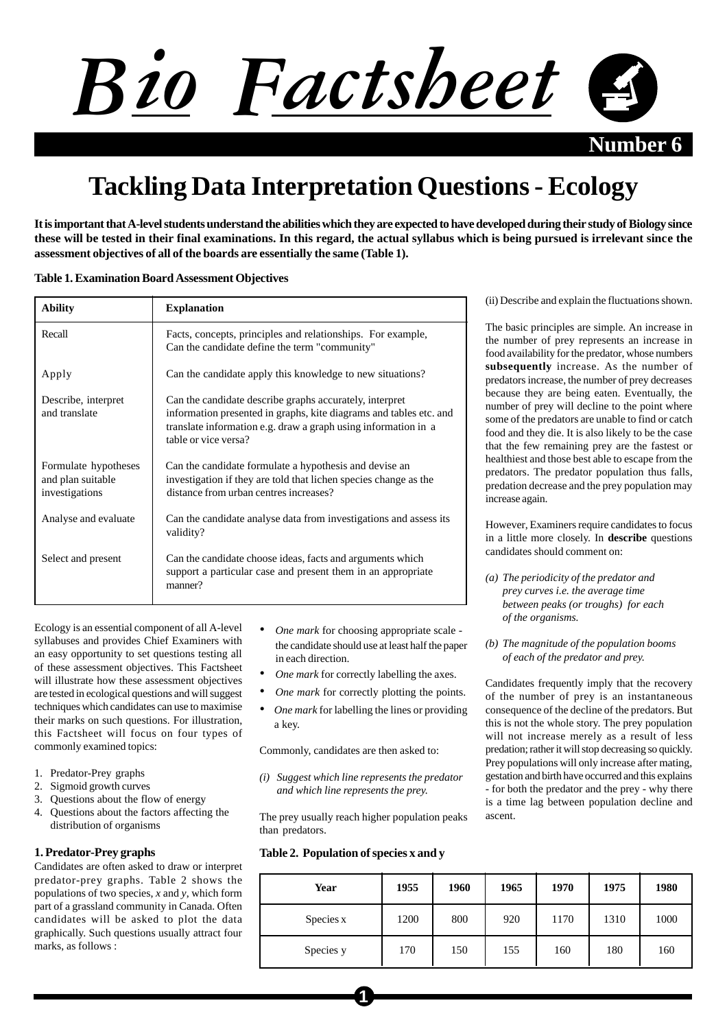# Bio Factsheet

Number 6

# Tackling Data Interpretation Questions - Ecology

**It is important that A-level students understand the abilities which they are expected to have developed during their study of Biology since these will be tested in their final examinations. In this regard, the actual syllabus which is being pursued is irrelevant since the assessment objectives of all of the boards are essentially the same (Table 1).**

**Table 1. Examination Board Assessment Objectives**

| Ability | Explanation |
|---|---|
| Recall | Facts, concepts, principles and relationships. For example, Can the candidate define the term "community" |
| Apply | Can the candidate apply this knowledge to new situations? |
| Describe, interpret and translate | Can the candidate describe graphs accurately, interpret information presented in graphs, kite diagrams and tables etc. and translate information e.g. draw a graph using information in a table or vice versa? |
| Formulate hypotheses and plan suitable investigations | Can the candidate formulate a hypothesis and devise an investigation if they are told that lichen species change as the distance from urban centres increases? |
| Analyse and evaluate | Can the candidate analyse data from investigations and assess its validity? |
| Select and present | Can the candidate choose ideas, facts and arguments which support a particular case and present them in an appropriate manner? |

Ecology is an essential component of all A-level syllabuses and provides Chief Examiners with an easy opportunity to set questions testing all of these assessment objectives. This Factsheet will illustrate how these assessment objectives are tested in ecological questions and will suggest techniques which candidates can use to maximise their marks on such questions. For illustration, this Factsheet will focus on four types of commonly examined topics:

1. Predator-Prey graphs
2. Sigmoid growth curves
3. Questions about the flow of energy
4. Questions about the factors affecting the distribution of organisms

### 1. Predator-Prey graphs

Candidates are often asked to draw or interpret predator-prey graphs. Table 2 shows the populations of two species, *x* and *y*, which form part of a grassland community in Canada. Often candidates will be asked to plot the data graphically. Such questions usually attract four marks, as follows :

- *One mark* for choosing appropriate scale - the candidate should use at least half the paper in each direction.
- *One mark* for correctly labelling the axes.
- *One mark* for correctly plotting the points.
- *One mark* for labelling the lines or providing a key.

Commonly, candidates are then asked to:

(i) *Suggest which line represents the predator and which line represents the prey.*

The prey usually reach higher population peaks than predators.

**Table 2. Population of species x and y**

| Year | 1955 | 1960 | 1965 | 1970 | 1975 | 1980 |
|---|---|---|---|---|---|---|
| Species x | 1200 | 800 | 920 | 1170 | 1310 | 1000 |
| Species y | 170 | 150 | 155 | 160 | 180 | 160 |

(ii) Describe and explain the fluctuations shown.

The basic principles are simple. An increase in the number of prey represents an increase in food availability for the predator, whose numbers **subsequently** increase. As the number of predators increase, the number of prey decreases because they are being eaten. Eventually, the number of prey will decline to the point where some of the predators are unable to find or catch food and they die. It is also likely to be the case that the few remaining prey are the fastest or healthiest and those best able to escape from the predators. The predator population thus falls, predation decrease and the prey population may increase again.

However, Examiners require candidates to focus in a little more closely. In **describe** questions candidates should comment on:

(a) *The periodicity of the predator and prey curves i.e. the average time between peaks (or troughs) for each of the organisms.*

(b) *The magnitude of the population booms of each of the predator and prey.*

Candidates frequently imply that the recovery of the number of prey is an instantaneous consequence of the decline of the predators. But this is not the whole story. The prey population will not increase merely as a result of less predation; rather it will stop decreasing so quickly. Prey populations will only increase after mating, gestation and birth have occurred and this explains - for both the predator and the prey - why there is a time lag between population decline and ascent.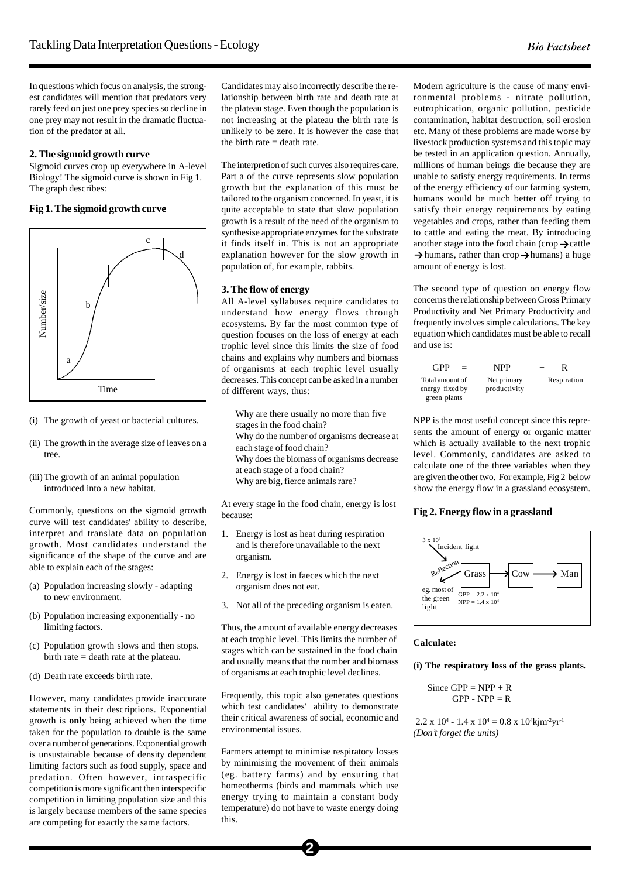In questions which focus on analysis, the strongest candidates will mention that predators very rarely feed on just one prey species so decline in one prey may not result in the dramatic fluctuation of the predator at all.

**2. The sigmoid growth curve**

Sigmoid curves crop up everywhere in A-level Biology! The sigmoid curve is shown in Fig 1. The graph describes:

**Fig 1. The sigmoid growth curve**

(i) The growth of yeast or bacterial cultures.

(ii) The growth in the average size of leaves on a tree.

(iii) The growth of an animal population introduced into a new habitat.

Commonly, questions on the sigmoid growth curve will test candidates' ability to describe, interpret and translate data on population growth. Most candidates understand the significance of the shape of the curve and are able to explain each of the stages:

(a) Population increasing slowly - adapting to new environment.

(b) Population increasing exponentially - no limiting factors.

(c) Population growth slows and then stops. birth rate = death rate at the plateau.

(d) Death rate exceeds birth rate.

However, many candidates provide inaccurate statements in their descriptions. Exponential growth is **only** being achieved when the time taken for the population to double is the same over a number of generations. Exponential growth is unsustainable because of density dependent limiting factors such as food supply, space and predation. Often however, intraspecific competition is more significant then interspecific competition in limiting population size and this is largely because members of the same species are competing for exactly the same factors.

Candidates may also incorrectly describe the relationship between birth rate and death rate at the plateau stage. Even though the population is not increasing at the plateau the birth rate is unlikely to be zero. It is however the case that the birth rate = death rate.

The interpretion of such curves also requires care. Part a of the curve represents slow population growth but the explanation of this must be tailored to the organism concerned. In yeast, it is quite acceptable to state that slow population growth is a result of the need of the organism to synthesise appropriate enzymes for the substrate it finds itself in. This is not an appropriate explanation however for the slow growth in population of, for example, rabbits.

**3. The flow of energy**

All A-level syllabuses require candidates to understand how energy flows through ecosystems. By far the most common type of question focuses on the loss of energy at each trophic level since this limits the size of food chains and explains why numbers and biomass of organisms at each trophic level usually decreases. This concept can be asked in a number of different ways, thus:

Why are there usually no more than five stages in the food chain?
Why do the number of organisms decrease at each stage of food chain?
Why does the biomass of organisms decrease at each stage of a food chain?
Why are big, fierce animals rare?

At every stage in the food chain, energy is lost because:

1. Energy is lost as heat during respiration and is therefore unavailable to the next organism.
2. Energy is lost in faeces which the next organism does not eat.
3. Not all of the preceding organism is eaten.

Thus, the amount of available energy decreases at each trophic level. This limits the number of stages which can be sustained in the food chain and usually means that the number and biomass of organisms at each trophic level declines.

Frequently, this topic also generates questions which test candidates' ability to demonstrate their critical awareness of social, economic and environmental issues.

Farmers attempt to minimise respiratory losses by minimising the movement of their animals (eg. battery farms) and by ensuring that homeotherms (birds and mammals which use energy trying to maintain a constant body temperature) do not have to waste energy doing this.

Modern agriculture is the cause of many environmental problems - nitrate pollution, eutrophication, organic pollution, pesticide contamination, habitat destruction, soil erosion etc. Many of these problems are made worse by livestock production systems and this topic may be tested in an application question. Annually, millions of human beings die because they are unable to satisfy energy requirements. In terms of the energy efficiency of our farming system, humans would be much better off trying to satisfy their energy requirements by eating vegetables and crops, rather than feeding them to cattle and eating the meat. By introducing another stage into the food chain (crop → cattle → humans, rather than crop → humans) a huge amount of energy is lost.

The second type of question on energy flow concerns the relationship between Gross Primary Productivity and Net Primary Productivity and frequently involves simple calculations. The key equation which candidates must be able to recall and use is:

| GPP | = | NPP | + | R |
|---|---|---|---|---|
| Total amount of energy fixed by green plants | | Net primary productivity | | Respiration |

NPP is the most useful concept since this represents the amount of energy or organic matter which is actually available to the next trophic level. Commonly, candidates are asked to calculate one of the three variables when they are given the other two. For example, Fig 2 below show the energy flow in a grassland ecosystem.

**Fig 2. Energy flow in a grassland**

**Calculate:**

**(i) The respiratory loss of the grass plants.**

Since GPP = NPP + R
GPP - NPP = R

$2.2 \times 10^4 - 1.4 \times 10^4 = 0.8 \times 10^4 \text{kjm}^{-2}\text{yr}^{-1}$
*(Don't forget the units)*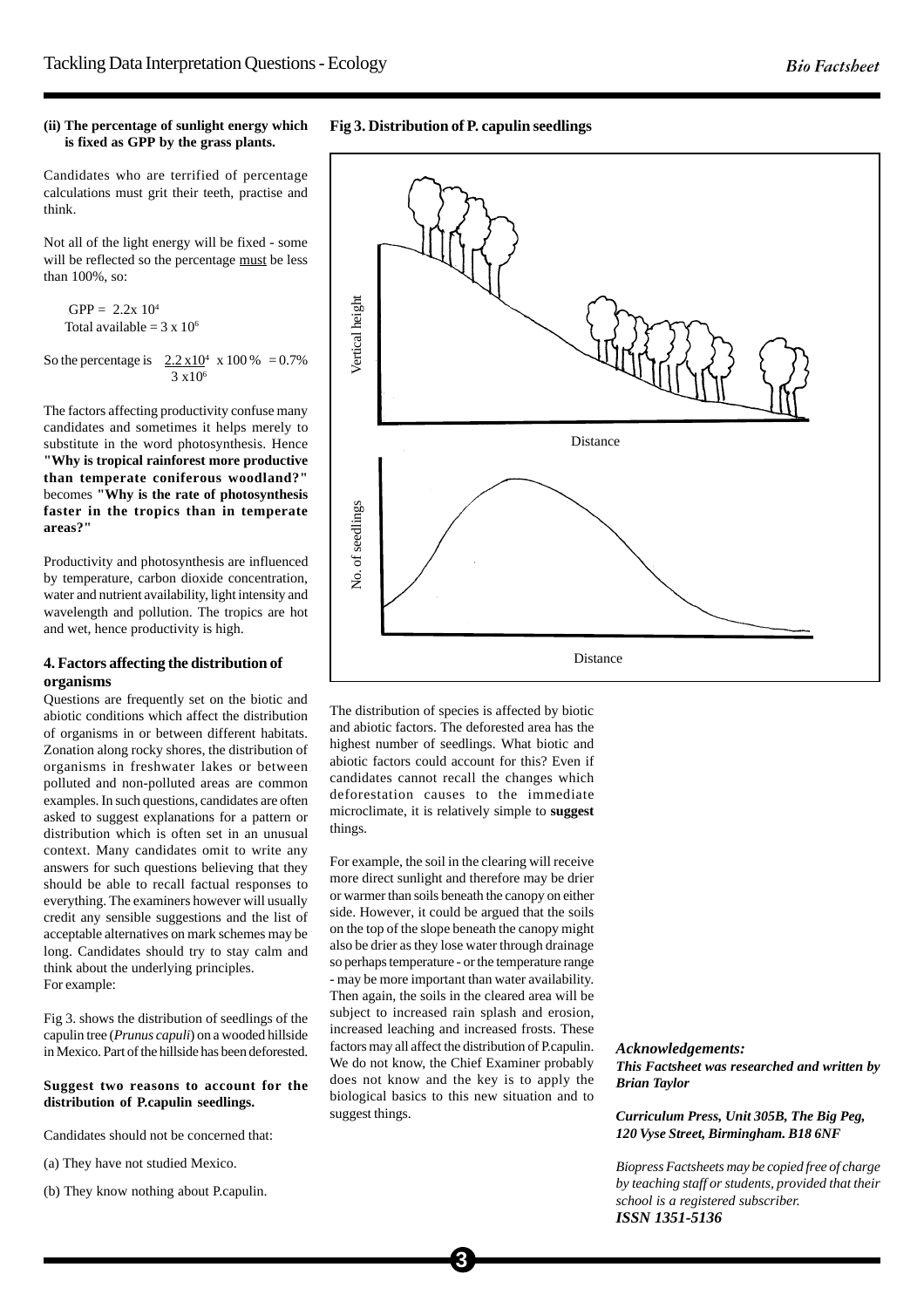**(ii) The percentage of sunlight energy which is fixed as GPP by the grass plants.**

Candidates who are terrified of percentage calculations must grit their teeth, practise and think.

Not all of the light energy will be fixed - some will be reflected so the percentage must be less than 100%, so:

$GPP = 2.2 \times 10^4$
Total available $= 3 \times 10^6$

So the percentage is $\frac{2.2 \times 10^4}{3 \times 10^6} \times 100\% = 0.7\%$

The factors affecting productivity confuse many candidates and sometimes it helps merely to substitute in the word photosynthesis. Hence **"Why is tropical rainforest more productive than temperate coniferous woodland?"** becomes **"Why is the rate of photosynthesis faster in the tropics than in temperate areas?"**

Productivity and photosynthesis are influenced by temperature, carbon dioxide concentration, water and nutrient availability, light intensity and wavelength and pollution. The tropics are hot and wet, hence productivity is high.

## 4. Factors affecting the distribution of organisms

Questions are frequently set on the biotic and abiotic conditions which affect the distribution of organisms in or between different habitats. Zonation along rocky shores, the distribution of organisms in freshwater lakes or between polluted and non-polluted areas are common examples. In such questions, candidates are often asked to suggest explanations for a pattern or distribution which is often set in an unusual context. Many candidates omit to write any answers for such questions believing that they should be able to recall factual responses to everything. The examiners however will usually credit any sensible suggestions and the list of acceptable alternatives on mark schemes may be long. Candidates should try to stay calm and think about the underlying principles.
For example:

Fig 3. shows the distribution of seedlings of the capulin tree (*Prunus capuli*) on a wooded hillside in Mexico. Part of the hillside has been deforested.

**Suggest two reasons to account for the distribution of P.capulin seedlings.**

Candidates should not be concerned that:

(a) They have not studied Mexico.

(b) They know nothing about P.capulin.

**Fig 3. Distribution of P. capulin seedlings**

Vertical height

Distance

No. of seedlings

Distance

The distribution of species is affected by biotic and abiotic factors. The deforested area has the highest number of seedlings. What biotic and abiotic factors could account for this? Even if candidates cannot recall the changes which deforestation causes to the immediate microclimate, it is relatively simple to **suggest** things.

For example, the soil in the clearing will receive more direct sunlight and therefore may be drier or warmer than soils beneath the canopy on either side. However, it could be argued that the soils on the top of the slope beneath the canopy might also be drier as they lose water through drainage so perhaps temperature - or the temperature range - may be more important than water availability. Then again, the soils in the cleared area will be subject to increased rain splash and erosion, increased leaching and increased frosts. These factors may all affect the distribution of P.capulin. We do not know, the Chief Examiner probably does not know and the key is to apply the biological basics to this new situation and to suggest things.

***Acknowledgements:***
***This Factsheet was researched and written by Brian Taylor***

***Curriculum Press, Unit 305B, The Big Peg, 120 Vyse Street, Birmingham. B18 6NF***

*Biopress Factsheets may be copied free of charge by teaching staff or students, provided that their school is a registered subscriber.*
***ISSN 1351-5136***